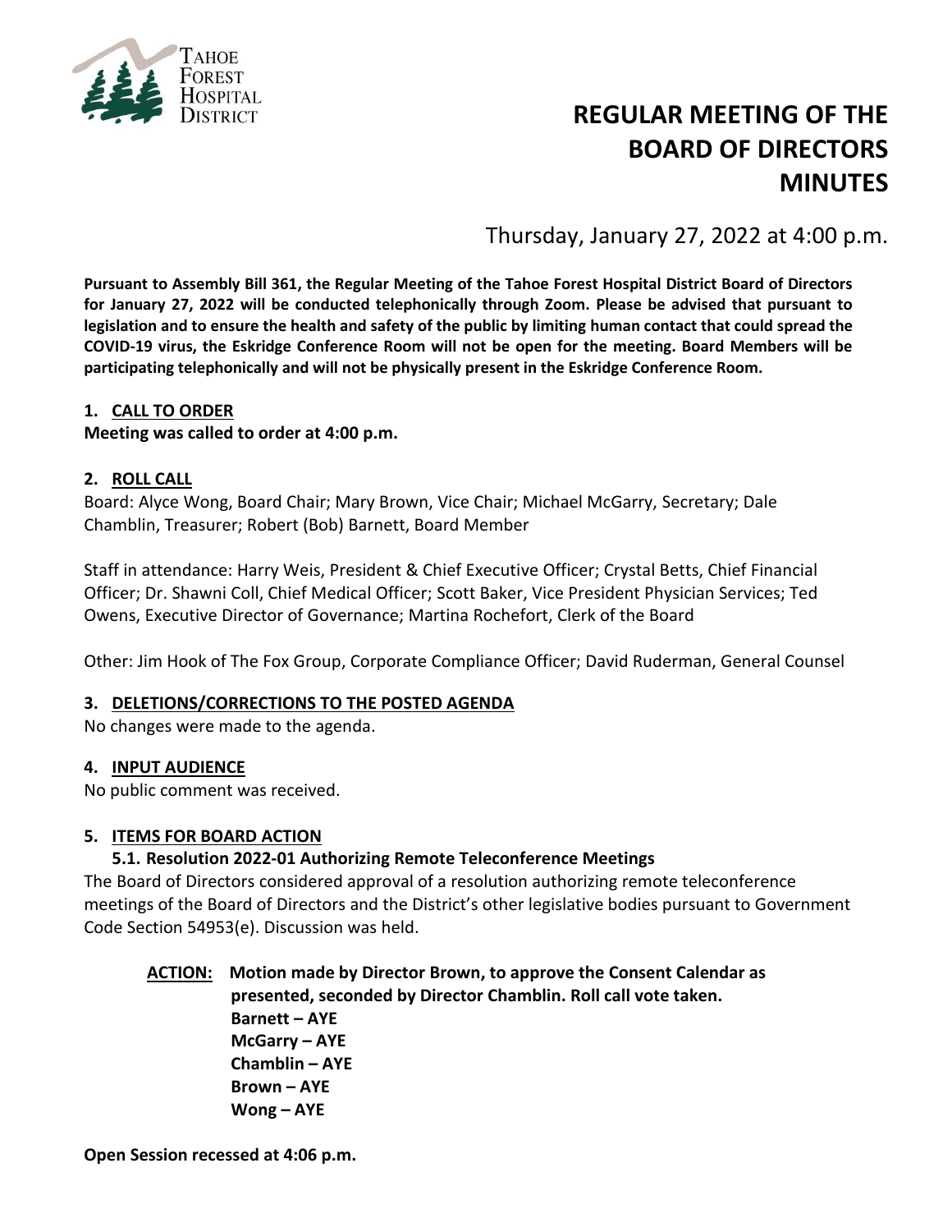TAHOE FOREST HOSPITAL DISTRICT

# REGULAR MEETING OF THE BOARD OF DIRECTORS MINUTES

Thursday, January 27, 2022 at 4:00 p.m.

**Pursuant to Assembly Bill 361, the Regular Meeting of the Tahoe Forest Hospital District Board of Directors for January 27, 2022 will be conducted telephonically through Zoom. Please be advised that pursuant to legislation and to ensure the health and safety of the public by limiting human contact that could spread the COVID-19 virus, the Eskridge Conference Room will not be open for the meeting. Board Members will be participating telephonically and will not be physically present in the Eskridge Conference Room.**

## 1. CALL TO ORDER

**Meeting was called to order at 4:00 p.m.**

## 2. ROLL CALL

Board: Alyce Wong, Board Chair; Mary Brown, Vice Chair; Michael McGarry, Secretary; Dale Chamblin, Treasurer; Robert (Bob) Barnett, Board Member

Staff in attendance: Harry Weis, President & Chief Executive Officer; Crystal Betts, Chief Financial Officer; Dr. Shawni Coll, Chief Medical Officer; Scott Baker, Vice President Physician Services; Ted Owens, Executive Director of Governance; Martina Rochefort, Clerk of the Board

Other: Jim Hook of The Fox Group, Corporate Compliance Officer; David Ruderman, General Counsel

## 3. DELETIONS/CORRECTIONS TO THE POSTED AGENDA

No changes were made to the agenda.

## 4. INPUT AUDIENCE

No public comment was received.

## 5. ITEMS FOR BOARD ACTION

### 5.1. Resolution 2022-01 Authorizing Remote Teleconference Meetings

The Board of Directors considered approval of a resolution authorizing remote teleconference meetings of the Board of Directors and the District's other legislative bodies pursuant to Government Code Section 54953(e). Discussion was held.

**ACTION:** **Motion made by Director Brown, to approve the Consent Calendar as presented, seconded by Director Chamblin. Roll call vote taken.**
**Barnett – AYE**
**McGarry – AYE**
**Chamblin – AYE**
**Brown – AYE**
**Wong – AYE**

**Open Session recessed at 4:06 p.m.**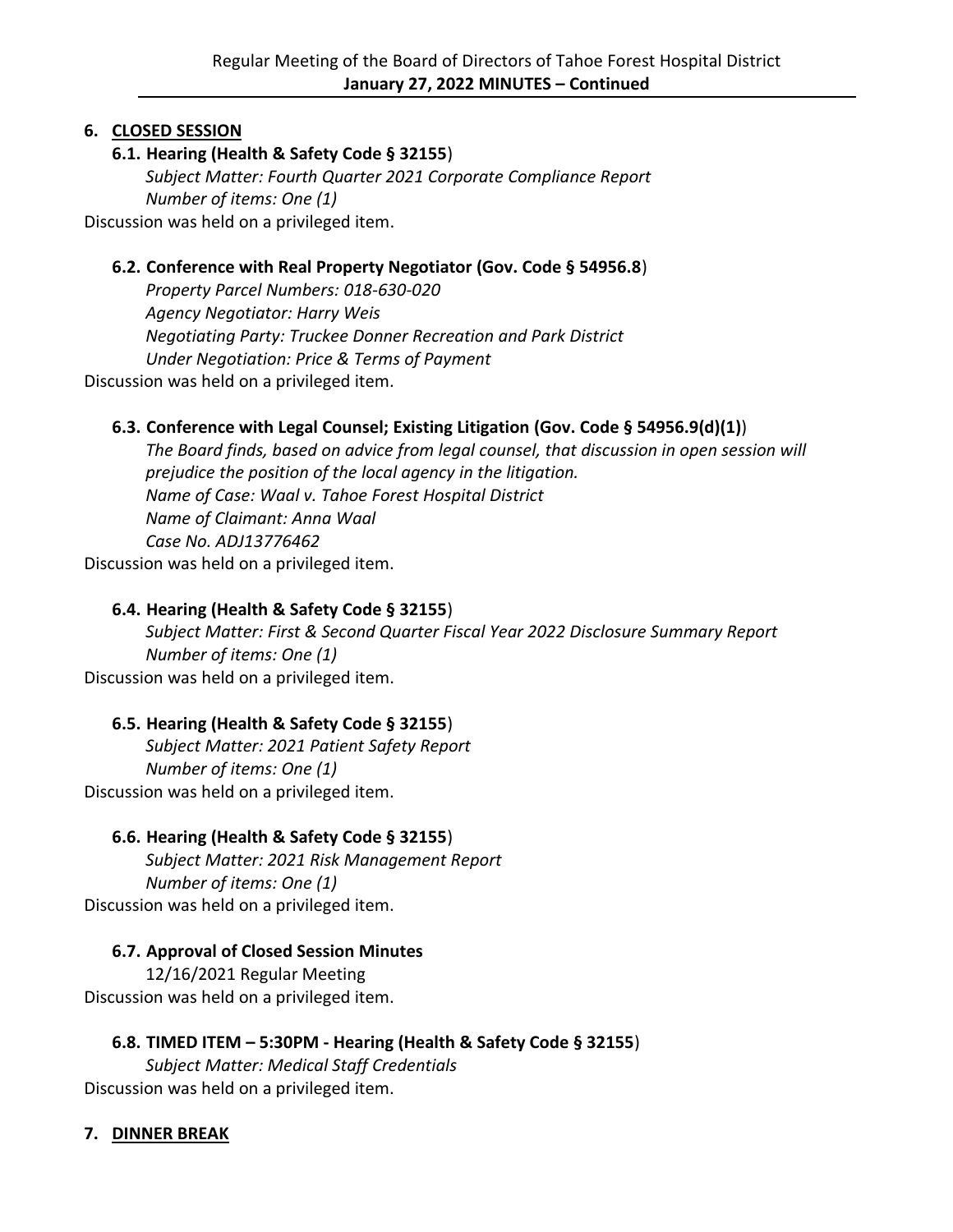## 6. CLOSED SESSION

### 6.1. Hearing (Health & Safety Code § 32155)

*Subject Matter: Fourth Quarter 2021 Corporate Compliance Report*
*Number of items: One (1)*

Discussion was held on a privileged item.

### 6.2. Conference with Real Property Negotiator (Gov. Code § 54956.8)

*Property Parcel Numbers: 018-630-020*
*Agency Negotiator: Harry Weis*
*Negotiating Party: Truckee Donner Recreation and Park District*
*Under Negotiation: Price & Terms of Payment*

Discussion was held on a privileged item.

### 6.3. Conference with Legal Counsel; Existing Litigation (Gov. Code § 54956.9(d)(1))

*The Board finds, based on advice from legal counsel, that discussion in open session will prejudice the position of the local agency in the litigation.*
*Name of Case: Waal v. Tahoe Forest Hospital District*
*Name of Claimant: Anna Waal*
*Case No. ADJ13776462*

Discussion was held on a privileged item.

### 6.4. Hearing (Health & Safety Code § 32155)

*Subject Matter: First & Second Quarter Fiscal Year 2022 Disclosure Summary Report*
*Number of items: One (1)*

Discussion was held on a privileged item.

### 6.5. Hearing (Health & Safety Code § 32155)

*Subject Matter: 2021 Patient Safety Report*
*Number of items: One (1)*

Discussion was held on a privileged item.

### 6.6. Hearing (Health & Safety Code § 32155)

*Subject Matter: 2021 Risk Management Report*
*Number of items: One (1)*

Discussion was held on a privileged item.

### 6.7. Approval of Closed Session Minutes

12/16/2021 Regular Meeting

Discussion was held on a privileged item.

### 6.8. TIMED ITEM – 5:30PM - Hearing (Health & Safety Code § 32155)

*Subject Matter: Medical Staff Credentials*

Discussion was held on a privileged item.

## 7. DINNER BREAK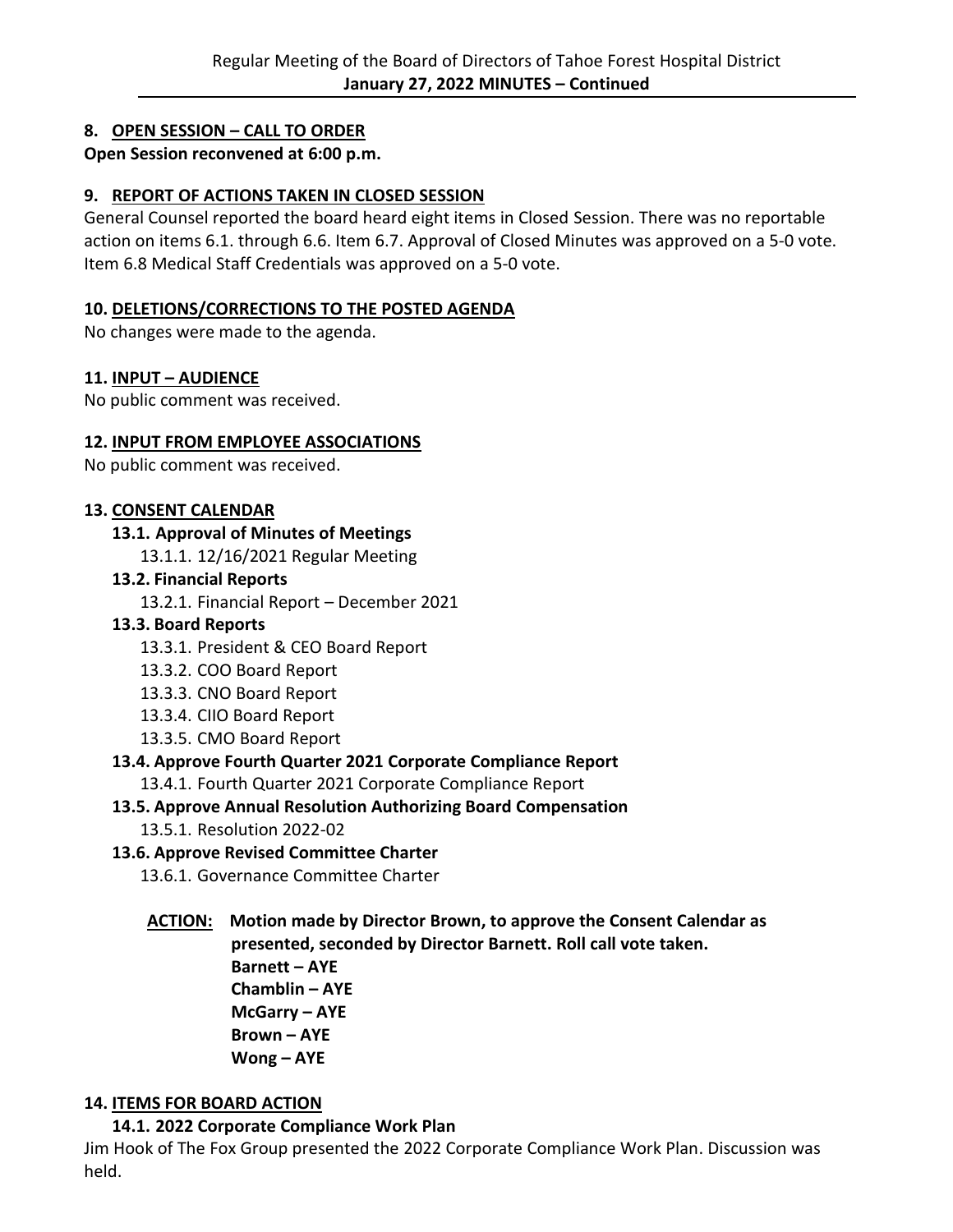## 8. OPEN SESSION – CALL TO ORDER

**Open Session reconvened at 6:00 p.m.**

## 9. REPORT OF ACTIONS TAKEN IN CLOSED SESSION

General Counsel reported the board heard eight items in Closed Session. There was no reportable action on items 6.1. through 6.6. Item 6.7. Approval of Closed Minutes was approved on a 5-0 vote. Item 6.8 Medical Staff Credentials was approved on a 5-0 vote.

## 10. DELETIONS/CORRECTIONS TO THE POSTED AGENDA

No changes were made to the agenda.

## 11. INPUT – AUDIENCE

No public comment was received.

## 12. INPUT FROM EMPLOYEE ASSOCIATIONS

No public comment was received.

## 13. CONSENT CALENDAR

### 13.1. Approval of Minutes of Meetings

13.1.1. 12/16/2021 Regular Meeting

### 13.2. Financial Reports

13.2.1. Financial Report – December 2021

### 13.3. Board Reports

13.3.1. President & CEO Board Report
13.3.2. COO Board Report
13.3.3. CNO Board Report
13.3.4. CIIO Board Report
13.3.5. CMO Board Report

### 13.4. Approve Fourth Quarter 2021 Corporate Compliance Report

13.4.1. Fourth Quarter 2021 Corporate Compliance Report

### 13.5. Approve Annual Resolution Authorizing Board Compensation

13.5.1. Resolution 2022-02

### 13.6. Approve Revised Committee Charter

13.6.1. Governance Committee Charter

**ACTION: Motion made by Director Brown, to approve the Consent Calendar as presented, seconded by Director Barnett. Roll call vote taken.**
**Barnett – AYE**
**Chamblin – AYE**
**McGarry – AYE**
**Brown – AYE**
**Wong – AYE**

## 14. ITEMS FOR BOARD ACTION

### 14.1. 2022 Corporate Compliance Work Plan

Jim Hook of The Fox Group presented the 2022 Corporate Compliance Work Plan. Discussion was held.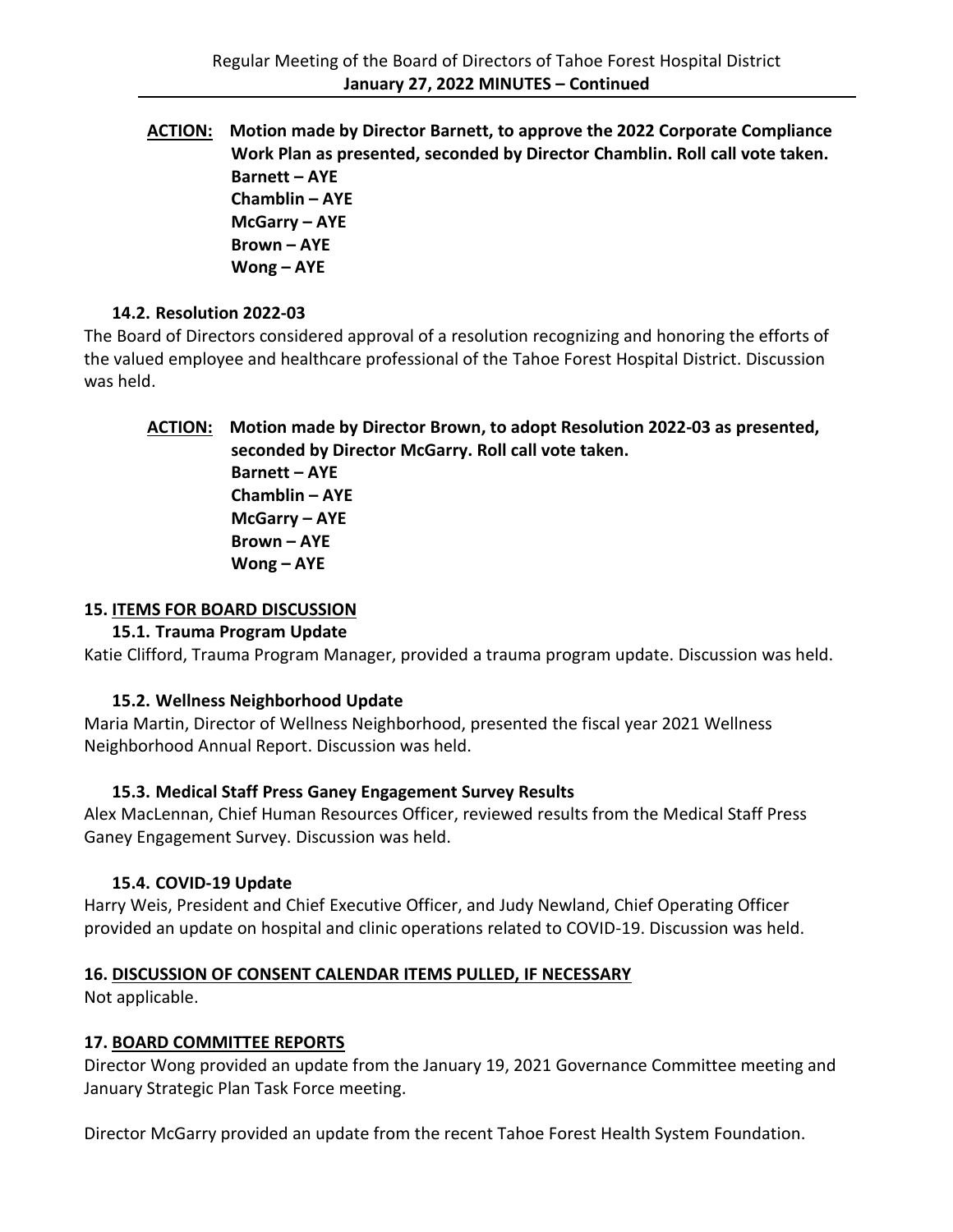**ACTION: Motion made by Director Barnett, to approve the 2022 Corporate Compliance Work Plan as presented, seconded by Director Chamblin. Roll call vote taken.**
**Barnett – AYE**
**Chamblin – AYE**
**McGarry – AYE**
**Brown – AYE**
**Wong – AYE**

### 14.2. Resolution 2022-03

The Board of Directors considered approval of a resolution recognizing and honoring the efforts of the valued employee and healthcare professional of the Tahoe Forest Hospital District. Discussion was held.

**ACTION: Motion made by Director Brown, to adopt Resolution 2022-03 as presented, seconded by Director McGarry. Roll call vote taken.**
**Barnett – AYE**
**Chamblin – AYE**
**McGarry – AYE**
**Brown – AYE**
**Wong – AYE**

## 15. ITEMS FOR BOARD DISCUSSION

### 15.1. Trauma Program Update

Katie Clifford, Trauma Program Manager, provided a trauma program update. Discussion was held.

### 15.2. Wellness Neighborhood Update

Maria Martin, Director of Wellness Neighborhood, presented the fiscal year 2021 Wellness Neighborhood Annual Report. Discussion was held.

### 15.3. Medical Staff Press Ganey Engagement Survey Results

Alex MacLennan, Chief Human Resources Officer, reviewed results from the Medical Staff Press Ganey Engagement Survey. Discussion was held.

### 15.4. COVID-19 Update

Harry Weis, President and Chief Executive Officer, and Judy Newland, Chief Operating Officer provided an update on hospital and clinic operations related to COVID-19. Discussion was held.

## 16. DISCUSSION OF CONSENT CALENDAR ITEMS PULLED, IF NECESSARY

Not applicable.

## 17. BOARD COMMITTEE REPORTS

Director Wong provided an update from the January 19, 2021 Governance Committee meeting and January Strategic Plan Task Force meeting.

Director McGarry provided an update from the recent Tahoe Forest Health System Foundation.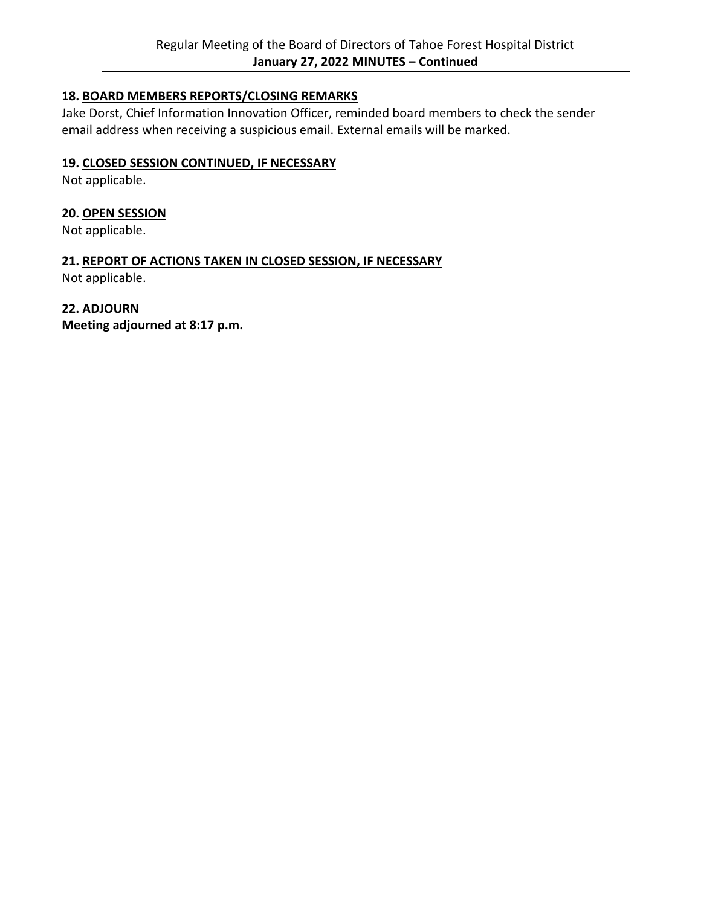### 18. BOARD MEMBERS REPORTS/CLOSING REMARKS

Jake Dorst, Chief Information Innovation Officer, reminded board members to check the sender email address when receiving a suspicious email. External emails will be marked.

### 19. CLOSED SESSION CONTINUED, IF NECESSARY

Not applicable.

### 20. OPEN SESSION

Not applicable.

### 21. REPORT OF ACTIONS TAKEN IN CLOSED SESSION, IF NECESSARY

Not applicable.

### 22. ADJOURN

**Meeting adjourned at 8:17 p.m.**